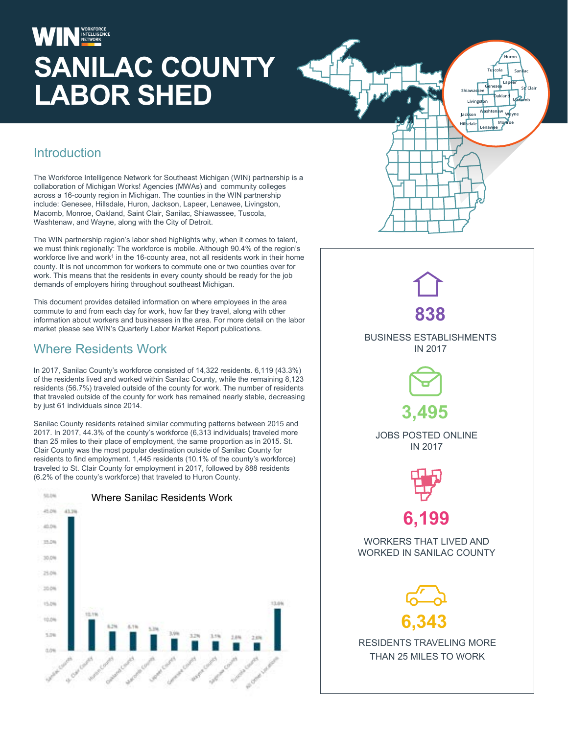# SANILAC COUNTY LABOR SHED

## Introduction

The Workforce Intelligence Network for Southeast Michigan (WIN) partnership is a collaboration of Michigan Works! Agencies (MWAs) and community colleges across a 16-county region in Michigan. The counties in the WIN partnership include: Genesee, Hillsdale, Huron, Jackson, Lapeer, Lenawee, Livingston, Macomb, Monroe, Oakland, Saint Clair, Sanilac, Shiawassee, Tuscola, Washtenaw, and Wayne, along with the City of Detroit.

The WIN partnership region's labor shed highlights why, when it comes to talent, we must think regionally: The workforce is mobile. Although 90.4% of the region's workforce live and work[1] in the 16-county area, not all residents work in their home county. It is not uncommon for workers to commute one or two counties over for work. This means that the residents in every county should be ready for the job demands of employers hiring throughout southeast Michigan.

This document provides detailed information on where employees in the area commute to and from each day for work, how far they travel, along with other information about workers and businesses in the area. For more detail on the labor market please see WIN's Quarterly Labor Market Report publications.

## Where Residents Work

In 2017, Sanilac County's workforce consisted of 14,322 residents. 6,119 (43.3%) of the residents lived and worked within Sanilac County, while the remaining 8,123 residents (56.7%) traveled outside of the county for work. The number of residents that traveled outside of the county for work has remained nearly stable, decreasing by just 61 individuals since 2014.

Sanilac County residents retained similar commuting patterns between 2015 and 2017. In 2017, 44.3% of the county's workforce (6,313 individuals) traveled more than 25 miles to their place of employment, the same proportion as in 2015. St. Clair County was the most popular destination outside of Sanilac County for residents to find employment. 1,445 residents (10.1% of the county's workforce) traveled to St. Clair County for employment in 2017, followed by 888 residents (6.2% of the county's workforce) that traveled to Huron County.

### Where Sanilac Residents Work

| Location | Share |
|---|---|
| Sanilac County | 43.3% |
| St. Clair County | 10.1% |
| Huron County | 6.2% |
| Oakland County | 6.1% |
| Macomb County | 5.3% |
| Lapeer County | 3.9% |
| Genesee County | 3.2% |
| Wayne County | 3.1% |
| Saginaw County | 2.6% |
| Tuscola County | 2.6% |
| All Other Locations | 13.6% |

**838**
BUSINESS ESTABLISHMENTS IN 2017

**3,495**
JOBS POSTED ONLINE IN 2017

**6,199**
WORKERS THAT LIVED AND WORKED IN SANILAC COUNTY

**6,343**
RESIDENTS TRAVELING MORE THAN 25 MILES TO WORK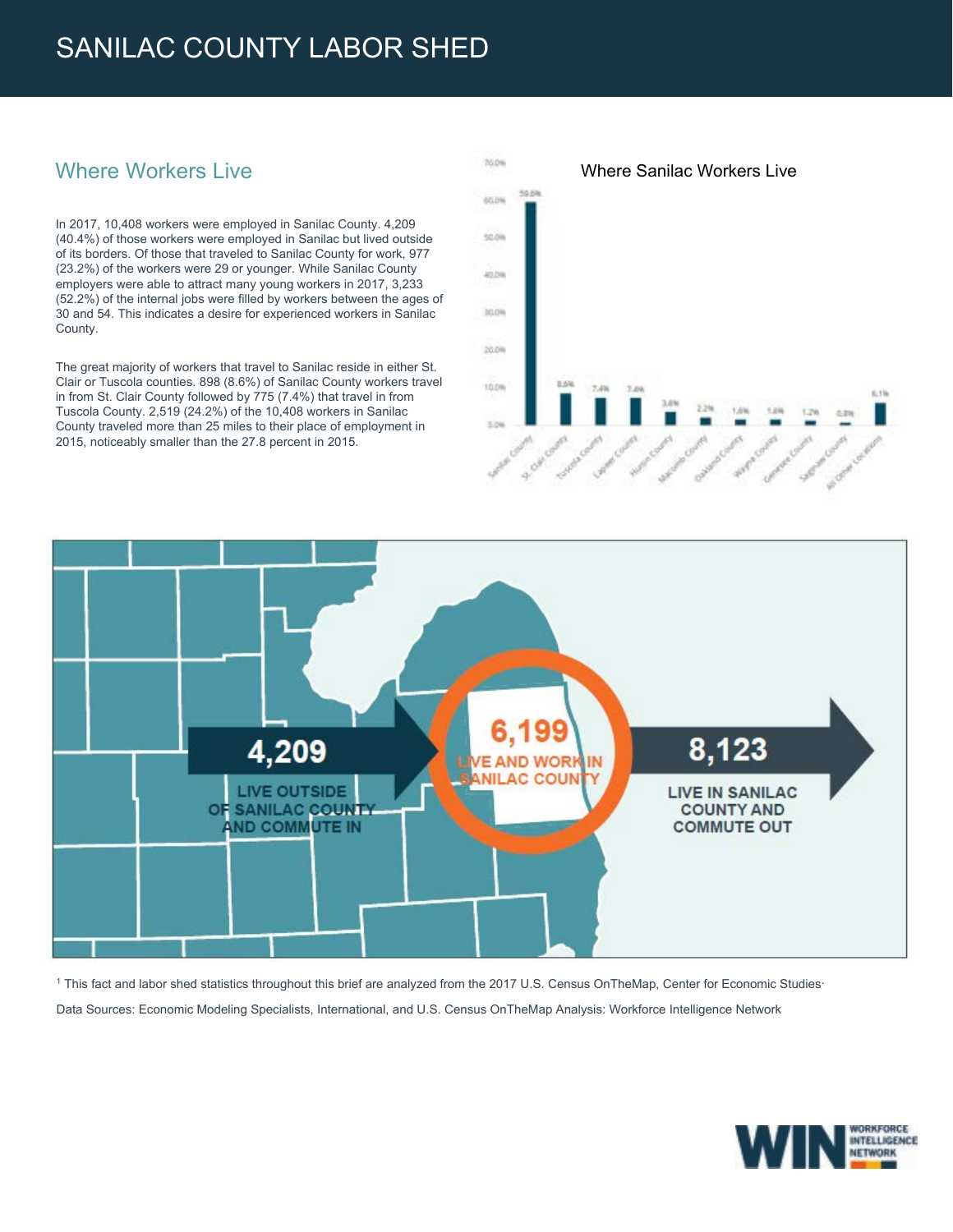# SANILAC COUNTY LABOR SHED

## Where Workers Live

In 2017, 10,408 workers were employed in Sanilac County. 4,209 (40.4%) of those workers were employed in Sanilac but lived outside of its borders. Of those that traveled to Sanilac County for work, 977 (23.2%) of the workers were 29 or younger. While Sanilac County employers were able to attract many young workers in 2017, 3,233 (52.2%) of the internal jobs were filled by workers between the ages of 30 and 54. This indicates a desire for experienced workers in Sanilac County.

The great majority of workers that travel to Sanilac reside in either St. Clair or Tuscola counties. 898 (8.6%) of Sanilac County workers travel in from St. Clair County followed by 775 (7.4%) that travel in from Tuscola County. 2,519 (24.2%) of the 10,408 workers in Sanilac County traveled more than 25 miles to their place of employment in 2015, noticeably smaller than the 27.8 percent in 2015.

Where Sanilac Workers Live

70.0%
60.0%
50.0%
40.0%
30.0%
20.0%
10.0%
0.0%

59.6%
8.6%
7.4%
7.4%
3.6%
2.2%
1.6%
1.6%
1.2%
0.8%
6.1%

Sanilac County
St. Clair County
Tuscola County
Lapeer County
Huron County
Macomb County
Oakland County
Wayne County
Genesee County
Saginaw County
All Other Locations

4,209
LIVE OUTSIDE OF SANILAC COUNTY AND COMMUTE IN

6,199
LIVE AND WORK IN SANILAC COUNTY

8,123
LIVE IN SANILAC COUNTY AND COMMUTE OUT

[1] This fact and labor shed statistics throughout this brief are analyzed from the 2017 U.S. Census OnTheMap, Center for Economic Studies·

Data Sources: Economic Modeling Specialists, International, and U.S. Census OnTheMap Analysis: Workforce Intelligence Network